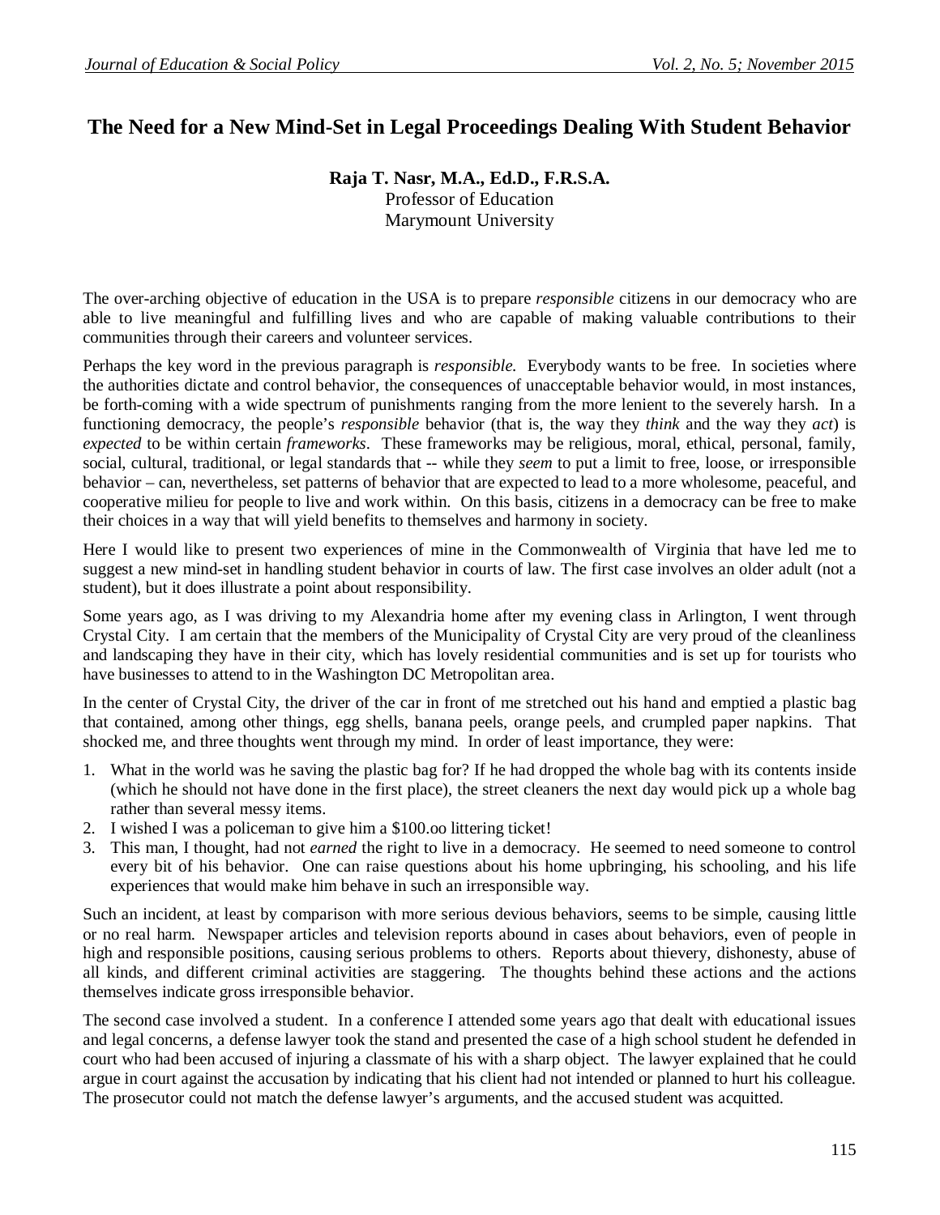# The Need for a New Mind-Set in Legal Proceedings Dealing With Student Behavior

**Raja T. Nasr, M.A., Ed.D., F.R.S.A.**
Professor of Education
Marymount University

The over-arching objective of education in the USA is to prepare *responsible* citizens in our democracy who are able to live meaningful and fulfilling lives and who are capable of making valuable contributions to their communities through their careers and volunteer services.

Perhaps the key word in the previous paragraph is *responsible*. Everybody wants to be free. In societies where the authorities dictate and control behavior, the consequences of unacceptable behavior would, in most instances, be forth-coming with a wide spectrum of punishments ranging from the more lenient to the severely harsh. In a functioning democracy, the people's *responsible* behavior (that is, the way they *think* and the way they *act*) is *expected* to be within certain *frameworks*. These frameworks may be religious, moral, ethical, personal, family, social, cultural, traditional, or legal standards that -- while they *seem* to put a limit to free, loose, or irresponsible behavior – can, nevertheless, set patterns of behavior that are expected to lead to a more wholesome, peaceful, and cooperative milieu for people to live and work within. On this basis, citizens in a democracy can be free to make their choices in a way that will yield benefits to themselves and harmony in society.

Here I would like to present two experiences of mine in the Commonwealth of Virginia that have led me to suggest a new mind-set in handling student behavior in courts of law. The first case involves an older adult (not a student), but it does illustrate a point about responsibility.

Some years ago, as I was driving to my Alexandria home after my evening class in Arlington, I went through Crystal City. I am certain that the members of the Municipality of Crystal City are very proud of the cleanliness and landscaping they have in their city, which has lovely residential communities and is set up for tourists who have businesses to attend to in the Washington DC Metropolitan area.

In the center of Crystal City, the driver of the car in front of me stretched out his hand and emptied a plastic bag that contained, among other things, egg shells, banana peels, orange peels, and crumpled paper napkins. That shocked me, and three thoughts went through my mind. In order of least importance, they were:

1. What in the world was he saving the plastic bag for? If he had dropped the whole bag with its contents inside (which he should not have done in the first place), the street cleaners the next day would pick up a whole bag rather than several messy items.
2. I wished I was a policeman to give him a $100.oo littering ticket!
3. This man, I thought, had not *earned* the right to live in a democracy. He seemed to need someone to control every bit of his behavior. One can raise questions about his home upbringing, his schooling, and his life experiences that would make him behave in such an irresponsible way.

Such an incident, at least by comparison with more serious devious behaviors, seems to be simple, causing little or no real harm. Newspaper articles and television reports abound in cases about behaviors, even of people in high and responsible positions, causing serious problems to others. Reports about thievery, dishonesty, abuse of all kinds, and different criminal activities are staggering. The thoughts behind these actions and the actions themselves indicate gross irresponsible behavior.

The second case involved a student. In a conference I attended some years ago that dealt with educational issues and legal concerns, a defense lawyer took the stand and presented the case of a high school student he defended in court who had been accused of injuring a classmate of his with a sharp object. The lawyer explained that he could argue in court against the accusation by indicating that his client had not intended or planned to hurt his colleague. The prosecutor could not match the defense lawyer's arguments, and the accused student was acquitted.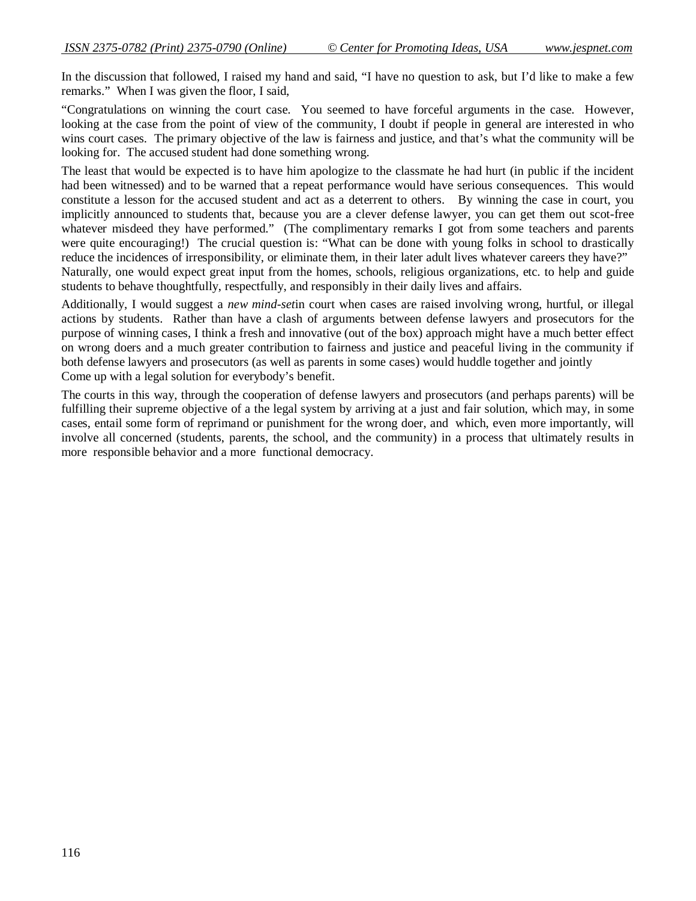In the discussion that followed, I raised my hand and said, "I have no question to ask, but I'd like to make a few remarks." When I was given the floor, I said,

"Congratulations on winning the court case. You seemed to have forceful arguments in the case. However, looking at the case from the point of view of the community, I doubt if people in general are interested in who wins court cases. The primary objective of the law is fairness and justice, and that's what the community will be looking for. The accused student had done something wrong.

The least that would be expected is to have him apologize to the classmate he had hurt (in public if the incident had been witnessed) and to be warned that a repeat performance would have serious consequences. This would constitute a lesson for the accused student and act as a deterrent to others. By winning the case in court, you implicitly announced to students that, because you are a clever defense lawyer, you can get them out scot-free whatever misdeed they have performed." (The complimentary remarks I got from some teachers and parents were quite encouraging!) The crucial question is: "What can be done with young folks in school to drastically reduce the incidences of irresponsibility, or eliminate them, in their later adult lives whatever careers they have?" Naturally, one would expect great input from the homes, schools, religious organizations, etc. to help and guide students to behave thoughtfully, respectfully, and responsibly in their daily lives and affairs.

Additionally, I would suggest a *new mind-set*in court when cases are raised involving wrong, hurtful, or illegal actions by students. Rather than have a clash of arguments between defense lawyers and prosecutors for the purpose of winning cases, I think a fresh and innovative (out of the box) approach might have a much better effect on wrong doers and a much greater contribution to fairness and justice and peaceful living in the community if both defense lawyers and prosecutors (as well as parents in some cases) would huddle together and jointly Come up with a legal solution for everybody's benefit.

The courts in this way, through the cooperation of defense lawyers and prosecutors (and perhaps parents) will be fulfilling their supreme objective of a the legal system by arriving at a just and fair solution, which may, in some cases, entail some form of reprimand or punishment for the wrong doer, and which, even more importantly, will involve all concerned (students, parents, the school, and the community) in a process that ultimately results in more responsible behavior and a more functional democracy.